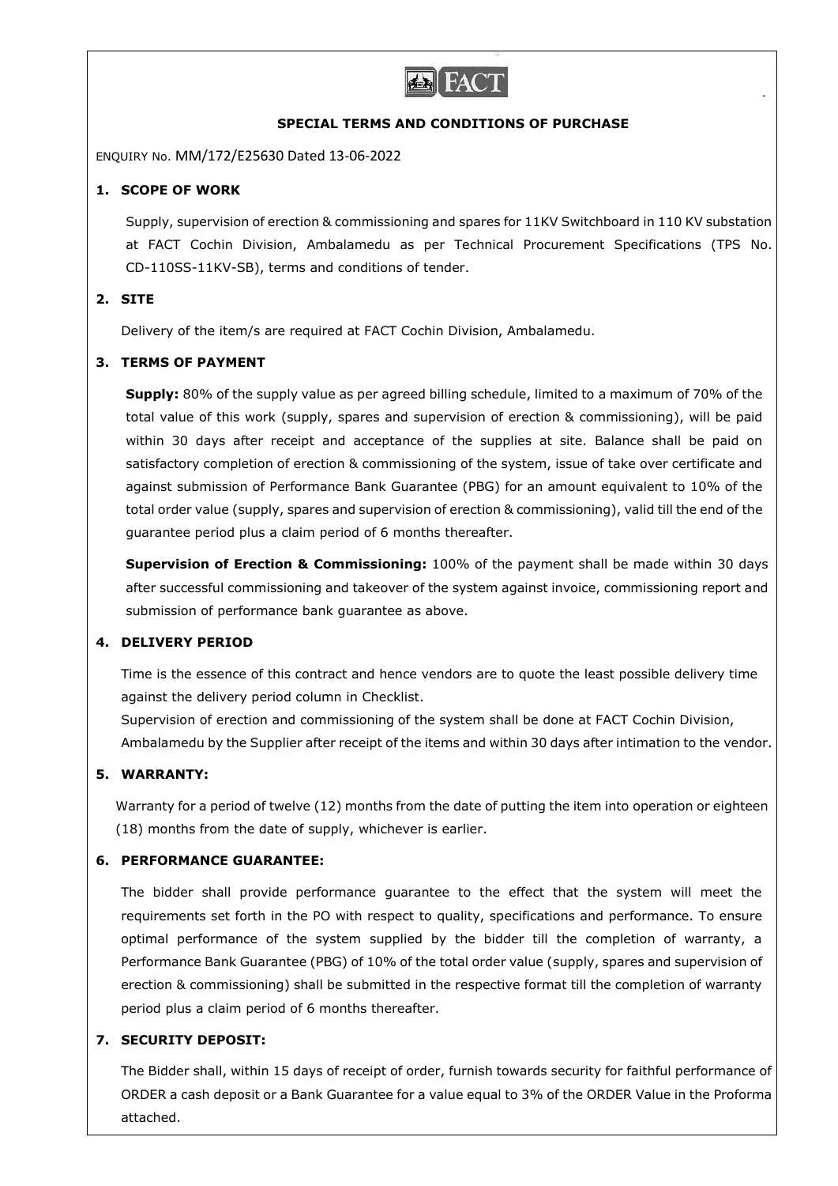# SPECIAL TERMS AND CONDITIONS OF PURCHASE

ENQUIRY No. MM/172/E25630 Dated 13-06-2022

## 1. SCOPE OF WORK

Supply, supervision of erection & commissioning and spares for 11KV Switchboard in 110 KV substation at FACT Cochin Division, Ambalamedu as per Technical Procurement Specifications (TPS No. CD-110SS-11KV-SB), terms and conditions of tender.

## 2. SITE

Delivery of the item/s are required at FACT Cochin Division, Ambalamedu.

## 3. TERMS OF PAYMENT

**Supply:** 80% of the supply value as per agreed billing schedule, limited to a maximum of 70% of the total value of this work (supply, spares and supervision of erection & commissioning), will be paid within 30 days after receipt and acceptance of the supplies at site. Balance shall be paid on satisfactory completion of erection & commissioning of the system, issue of take over certificate and against submission of Performance Bank Guarantee (PBG) for an amount equivalent to 10% of the total order value (supply, spares and supervision of erection & commissioning), valid till the end of the guarantee period plus a claim period of 6 months thereafter.

**Supervision of Erection & Commissioning:** 100% of the payment shall be made within 30 days after successful commissioning and takeover of the system against invoice, commissioning report and submission of performance bank guarantee as above.

## 4. DELIVERY PERIOD

Time is the essence of this contract and hence vendors are to quote the least possible delivery time against the delivery period column in Checklist.

Supervision of erection and commissioning of the system shall be done at FACT Cochin Division, Ambalamedu by the Supplier after receipt of the items and within 30 days after intimation to the vendor.

## 5. WARRANTY:

Warranty for a period of twelve (12) months from the date of putting the item into operation or eighteen (18) months from the date of supply, whichever is earlier.

## 6. PERFORMANCE GUARANTEE:

The bidder shall provide performance guarantee to the effect that the system will meet the requirements set forth in the PO with respect to quality, specifications and performance. To ensure optimal performance of the system supplied by the bidder till the completion of warranty, a Performance Bank Guarantee (PBG) of 10% of the total order value (supply, spares and supervision of erection & commissioning) shall be submitted in the respective format till the completion of warranty period plus a claim period of 6 months thereafter.

## 7. SECURITY DEPOSIT:

The Bidder shall, within 15 days of receipt of order, furnish towards security for faithful performance of ORDER a cash deposit or a Bank Guarantee for a value equal to 3% of the ORDER Value in the Proforma attached.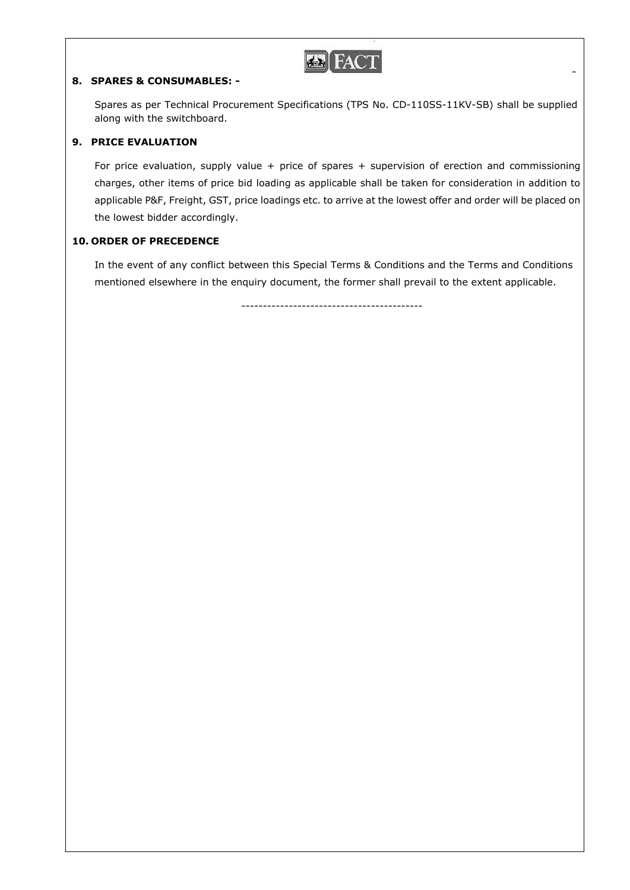## 8. SPARES & CONSUMABLES: -

Spares as per Technical Procurement Specifications (TPS No. CD-110SS-11KV-SB) shall be supplied along with the switchboard.

## 9. PRICE EVALUATION

For price evaluation, supply value + price of spares + supervision of erection and commissioning charges, other items of price bid loading as applicable shall be taken for consideration in addition to applicable P&F, Freight, GST, price loadings etc. to arrive at the lowest offer and order will be placed on the lowest bidder accordingly.

## 10. ORDER OF PRECEDENCE

In the event of any conflict between this Special Terms & Conditions and the Terms and Conditions mentioned elsewhere in the enquiry document, the former shall prevail to the extent applicable.

-----------------------------------------